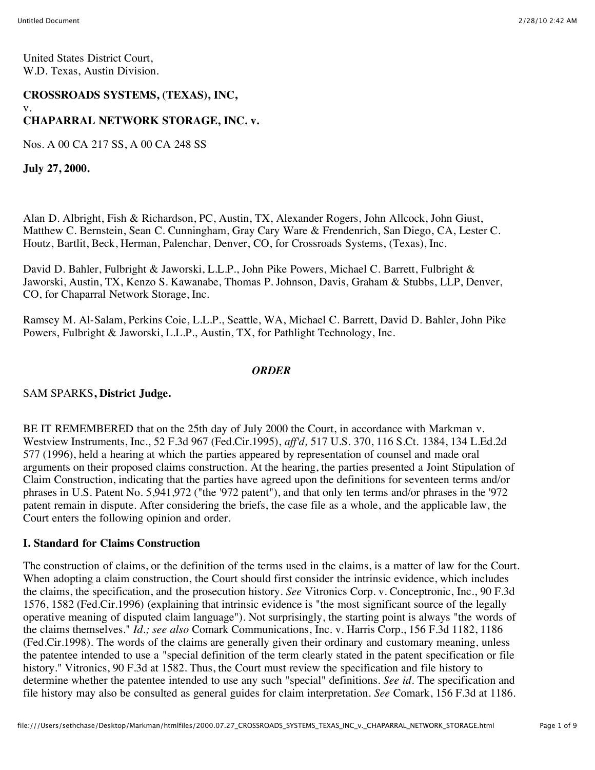United States District Court,
W.D. Texas, Austin Division.

**CROSSROADS SYSTEMS, (TEXAS), INC,**
v.
**CHAPARRAL NETWORK STORAGE, INC. v.**

Nos. A 00 CA 217 SS, A 00 CA 248 SS

**July 27, 2000.**

Alan D. Albright, Fish & Richardson, PC, Austin, TX, Alexander Rogers, John Allcock, John Giust, Matthew C. Bernstein, Sean C. Cunningham, Gray Cary Ware & Frendenrich, San Diego, CA, Lester C. Houtz, Bartlit, Beck, Herman, Palenchar, Denver, CO, for Crossroads Systems, (Texas), Inc.

David D. Bahler, Fulbright & Jaworski, L.L.P., John Pike Powers, Michael C. Barrett, Fulbright & Jaworski, Austin, TX, Kenzo S. Kawanabe, Thomas P. Johnson, Davis, Graham & Stubbs, LLP, Denver, CO, for Chaparral Network Storage, Inc.

Ramsey M. Al-Salam, Perkins Coie, L.L.P., Seattle, WA, Michael C. Barrett, David D. Bahler, John Pike Powers, Fulbright & Jaworski, L.L.P., Austin, TX, for Pathlight Technology, Inc.

***ORDER***

SAM SPARKS**, District Judge.**

BE IT REMEMBERED that on the 25th day of July 2000 the Court, in accordance with Markman v. Westview Instruments, Inc., 52 F.3d 967 (Fed.Cir.1995), *aff'd,* 517 U.S. 370, 116 S.Ct. 1384, 134 L.Ed.2d 577 (1996), held a hearing at which the parties appeared by representation of counsel and made oral arguments on their proposed claims construction. At the hearing, the parties presented a Joint Stipulation of Claim Construction, indicating that the parties have agreed upon the definitions for seventeen terms and/or phrases in U.S. Patent No. 5,941,972 ("the '972 patent"), and that only ten terms and/or phrases in the '972 patent remain in dispute. After considering the briefs, the case file as a whole, and the applicable law, the Court enters the following opinion and order.

**I. Standard for Claims Construction**

The construction of claims, or the definition of the terms used in the claims, is a matter of law for the Court. When adopting a claim construction, the Court should first consider the intrinsic evidence, which includes the claims, the specification, and the prosecution history. *See* Vitronics Corp. v. Conceptronic, Inc., 90 F.3d 1576, 1582 (Fed.Cir.1996) (explaining that intrinsic evidence is "the most significant source of the legally operative meaning of disputed claim language"). Not surprisingly, the starting point is always "the words of the claims themselves." *Id.; see also* Comark Communications, Inc. v. Harris Corp., 156 F.3d 1182, 1186 (Fed.Cir.1998). The words of the claims are generally given their ordinary and customary meaning, unless the patentee intended to use a "special definition of the term clearly stated in the patent specification or file history." Vitronics, 90 F.3d at 1582. Thus, the Court must review the specification and file history to determine whether the patentee intended to use any such "special" definitions. *See id.* The specification and file history may also be consulted as general guides for claim interpretation. *See* Comark, 156 F.3d at 1186.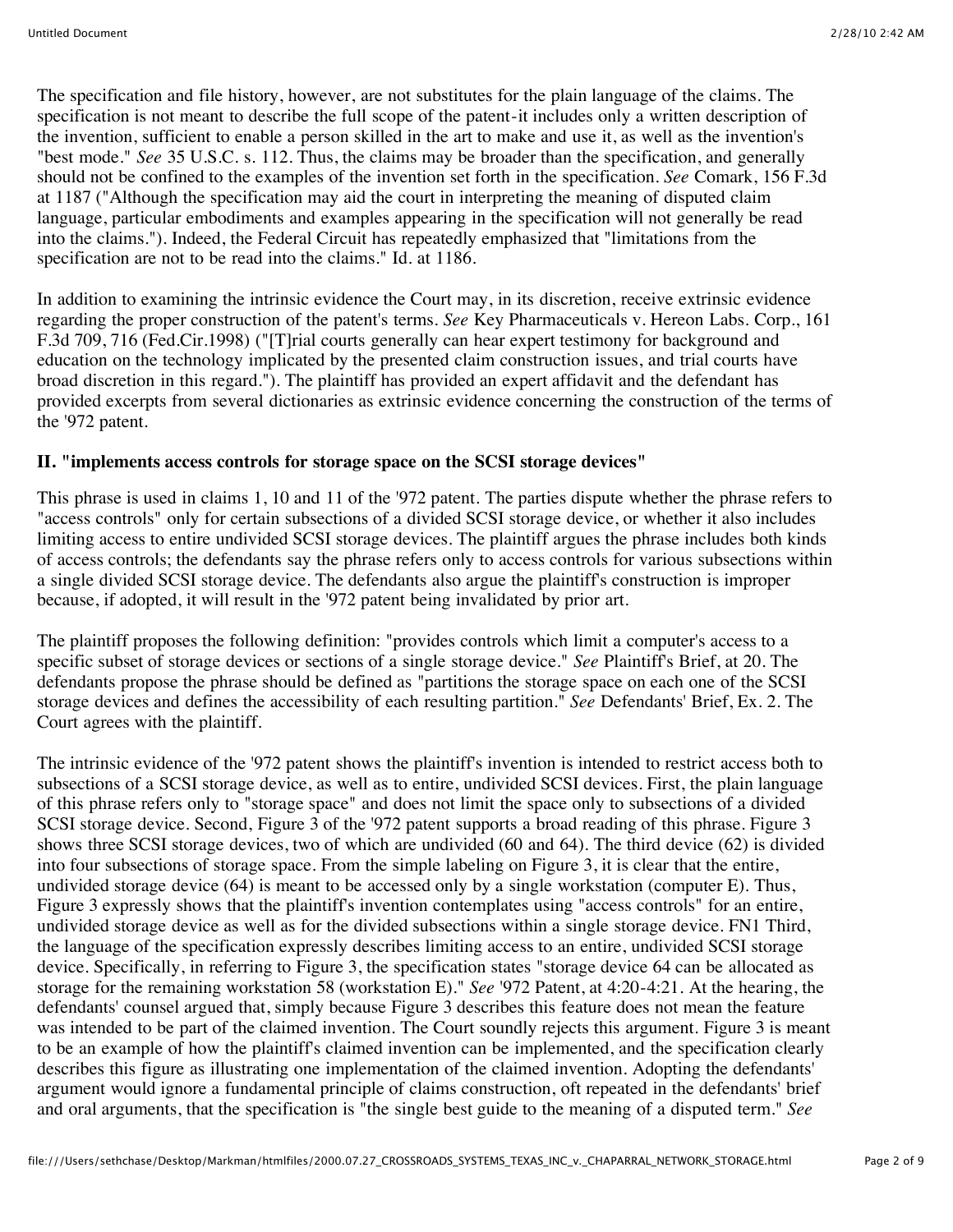The specification and file history, however, are not substitutes for the plain language of the claims. The specification is not meant to describe the full scope of the patent-it includes only a written description of the invention, sufficient to enable a person skilled in the art to make and use it, as well as the invention's "best mode." *See* 35 U.S.C. s. 112. Thus, the claims may be broader than the specification, and generally should not be confined to the examples of the invention set forth in the specification. *See* Comark, 156 F.3d at 1187 ("Although the specification may aid the court in interpreting the meaning of disputed claim language, particular embodiments and examples appearing in the specification will not generally be read into the claims."). Indeed, the Federal Circuit has repeatedly emphasized that "limitations from the specification are not to be read into the claims." Id. at 1186.

In addition to examining the intrinsic evidence the Court may, in its discretion, receive extrinsic evidence regarding the proper construction of the patent's terms. *See* Key Pharmaceuticals v. Hereon Labs. Corp., 161 F.3d 709, 716 (Fed.Cir.1998) ("[T]rial courts generally can hear expert testimony for background and education on the technology implicated by the presented claim construction issues, and trial courts have broad discretion in this regard."). The plaintiff has provided an expert affidavit and the defendant has provided excerpts from several dictionaries as extrinsic evidence concerning the construction of the terms of the '972 patent.

## II. "implements access controls for storage space on the SCSI storage devices"

This phrase is used in claims 1, 10 and 11 of the '972 patent. The parties dispute whether the phrase refers to "access controls" only for certain subsections of a divided SCSI storage device, or whether it also includes limiting access to entire undivided SCSI storage devices. The plaintiff argues the phrase includes both kinds of access controls; the defendants say the phrase refers only to access controls for various subsections within a single divided SCSI storage device. The defendants also argue the plaintiff's construction is improper because, if adopted, it will result in the '972 patent being invalidated by prior art.

The plaintiff proposes the following definition: "provides controls which limit a computer's access to a specific subset of storage devices or sections of a single storage device." *See* Plaintiff's Brief, at 20. The defendants propose the phrase should be defined as "partitions the storage space on each one of the SCSI storage devices and defines the accessibility of each resulting partition." *See* Defendants' Brief, Ex. 2. The Court agrees with the plaintiff.

The intrinsic evidence of the '972 patent shows the plaintiff's invention is intended to restrict access both to subsections of a SCSI storage device, as well as to entire, undivided SCSI devices. First, the plain language of this phrase refers only to "storage space" and does not limit the space only to subsections of a divided SCSI storage device. Second, Figure 3 of the '972 patent supports a broad reading of this phrase. Figure 3 shows three SCSI storage devices, two of which are undivided (60 and 64). The third device (62) is divided into four subsections of storage space. From the simple labeling on Figure 3, it is clear that the entire, undivided storage device (64) is meant to be accessed only by a single workstation (computer E). Thus, Figure 3 expressly shows that the plaintiff's invention contemplates using "access controls" for an entire, undivided storage device as well as for the divided subsections within a single storage device. FN1 Third, the language of the specification expressly describes limiting access to an entire, undivided SCSI storage device. Specifically, in referring to Figure 3, the specification states "storage device 64 can be allocated as storage for the remaining workstation 58 (workstation E)." *See* '972 Patent, at 4:20-4:21. At the hearing, the defendants' counsel argued that, simply because Figure 3 describes this feature does not mean the feature was intended to be part of the claimed invention. The Court soundly rejects this argument. Figure 3 is meant to be an example of how the plaintiff's claimed invention can be implemented, and the specification clearly describes this figure as illustrating one implementation of the claimed invention. Adopting the defendants' argument would ignore a fundamental principle of claims construction, oft repeated in the defendants' brief and oral arguments, that the specification is "the single best guide to the meaning of a disputed term." *See*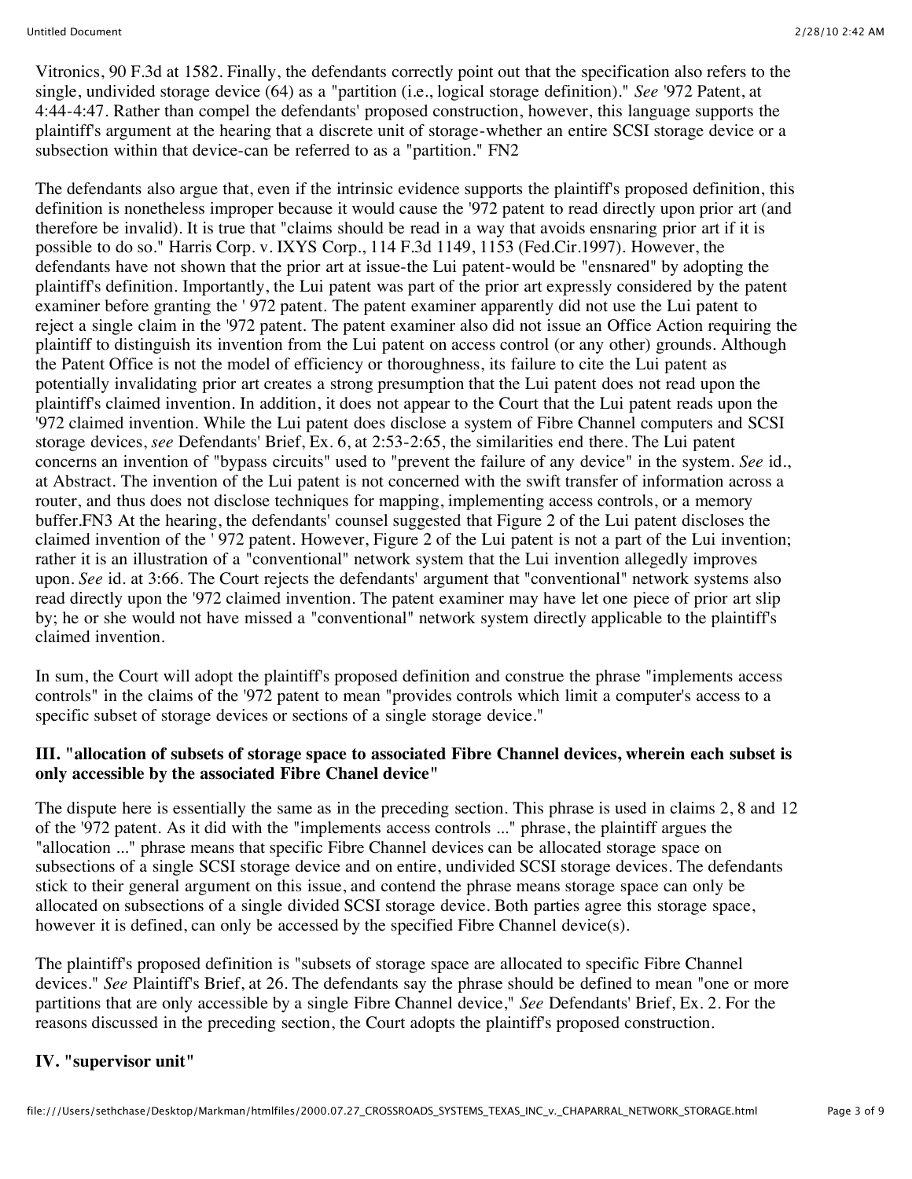Vitronics, 90 F.3d at 1582. Finally, the defendants correctly point out that the specification also refers to the single, undivided storage device (64) as a "partition (i.e., logical storage definition)." *See* '972 Patent, at 4:44-4:47. Rather than compel the defendants' proposed construction, however, this language supports the plaintiff's argument at the hearing that a discrete unit of storage-whether an entire SCSI storage device or a subsection within that device-can be referred to as a "partition." FN2

The defendants also argue that, even if the intrinsic evidence supports the plaintiff's proposed definition, this definition is nonetheless improper because it would cause the '972 patent to read directly upon prior art (and therefore be invalid). It is true that "claims should be read in a way that avoids ensnaring prior art if it is possible to do so." Harris Corp. v. IXYS Corp., 114 F.3d 1149, 1153 (Fed.Cir.1997). However, the defendants have not shown that the prior art at issue-the Lui patent-would be "ensnared" by adopting the plaintiff's definition. Importantly, the Lui patent was part of the prior art expressly considered by the patent examiner before granting the ' 972 patent. The patent examiner apparently did not use the Lui patent to reject a single claim in the '972 patent. The patent examiner also did not issue an Office Action requiring the plaintiff to distinguish its invention from the Lui patent on access control (or any other) grounds. Although the Patent Office is not the model of efficiency or thoroughness, its failure to cite the Lui patent as potentially invalidating prior art creates a strong presumption that the Lui patent does not read upon the plaintiff's claimed invention. In addition, it does not appear to the Court that the Lui patent reads upon the '972 claimed invention. While the Lui patent does disclose a system of Fibre Channel computers and SCSI storage devices, *see* Defendants' Brief, Ex. 6, at 2:53-2:65, the similarities end there. The Lui patent concerns an invention of "bypass circuits" used to "prevent the failure of any device" in the system. *See* id., at Abstract. The invention of the Lui patent is not concerned with the swift transfer of information across a router, and thus does not disclose techniques for mapping, implementing access controls, or a memory buffer.FN3 At the hearing, the defendants' counsel suggested that Figure 2 of the Lui patent discloses the claimed invention of the ' 972 patent. However, Figure 2 of the Lui patent is not a part of the Lui invention; rather it is an illustration of a "conventional" network system that the Lui invention allegedly improves upon. *See* id. at 3:66. The Court rejects the defendants' argument that "conventional" network systems also read directly upon the '972 claimed invention. The patent examiner may have let one piece of prior art slip by; he or she would not have missed a "conventional" network system directly applicable to the plaintiff's claimed invention.

In sum, the Court will adopt the plaintiff's proposed definition and construe the phrase "implements access controls" in the claims of the '972 patent to mean "provides controls which limit a computer's access to a specific subset of storage devices or sections of a single storage device."

### III. "allocation of subsets of storage space to associated Fibre Channel devices, wherein each subset is only accessible by the associated Fibre Chanel device"

The dispute here is essentially the same as in the preceding section. This phrase is used in claims 2, 8 and 12 of the '972 patent. As it did with the "implements access controls ..." phrase, the plaintiff argues the "allocation ..." phrase means that specific Fibre Channel devices can be allocated storage space on subsections of a single SCSI storage device and on entire, undivided SCSI storage devices. The defendants stick to their general argument on this issue, and contend the phrase means storage space can only be allocated on subsections of a single divided SCSI storage device. Both parties agree this storage space, however it is defined, can only be accessed by the specified Fibre Channel device(s).

The plaintiff's proposed definition is "subsets of storage space are allocated to specific Fibre Channel devices." *See* Plaintiff's Brief, at 26. The defendants say the phrase should be defined to mean "one or more partitions that are only accessible by a single Fibre Channel device," *See* Defendants' Brief, Ex. 2. For the reasons discussed in the preceding section, the Court adopts the plaintiff's proposed construction.

### IV. "supervisor unit"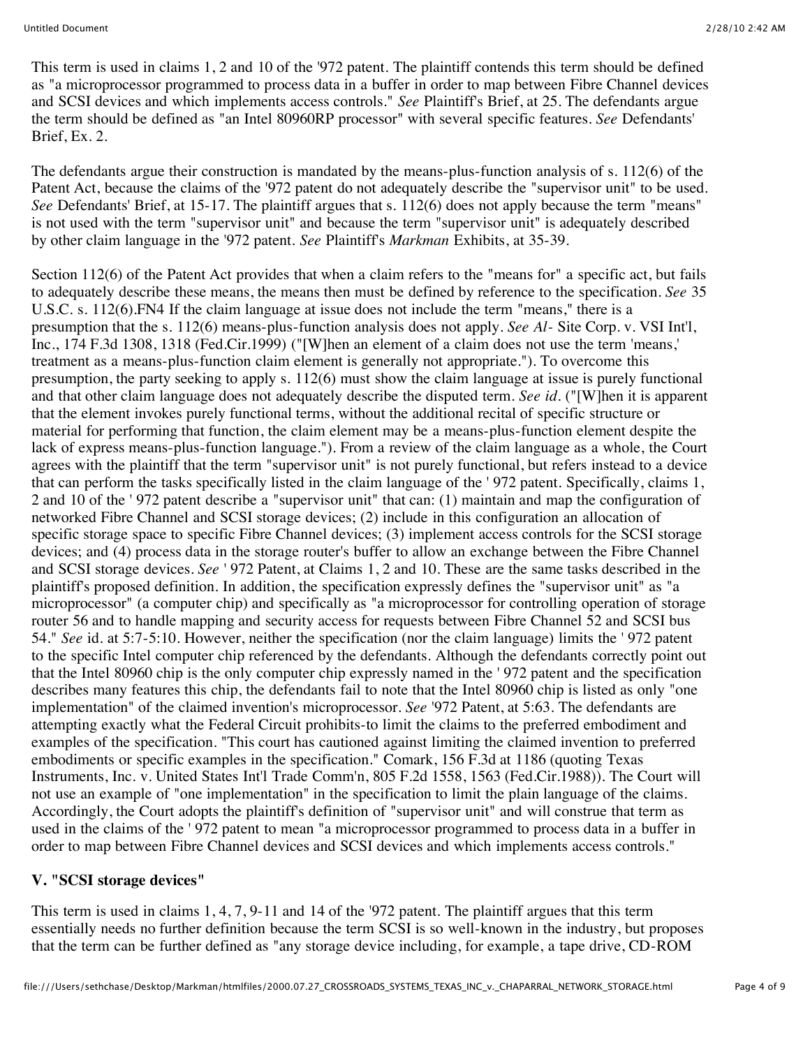This term is used in claims 1, 2 and 10 of the '972 patent. The plaintiff contends this term should be defined as "a microprocessor programmed to process data in a buffer in order to map between Fibre Channel devices and SCSI devices and which implements access controls." *See* Plaintiff's Brief, at 25. The defendants argue the term should be defined as "an Intel 80960RP processor" with several specific features. *See* Defendants' Brief, Ex. 2.

The defendants argue their construction is mandated by the means-plus-function analysis of s. 112(6) of the Patent Act, because the claims of the '972 patent do not adequately describe the "supervisor unit" to be used. *See* Defendants' Brief, at 15-17. The plaintiff argues that s. 112(6) does not apply because the term "means" is not used with the term "supervisor unit" and because the term "supervisor unit" is adequately described by other claim language in the '972 patent. *See* Plaintiff's *Markman* Exhibits, at 35-39.

Section 112(6) of the Patent Act provides that when a claim refers to the "means for" a specific act, but fails to adequately describe these means, the means then must be defined by reference to the specification. *See* 35 U.S.C. s. 112(6).FN4 If the claim language at issue does not include the term "means," there is a presumption that the s. 112(6) means-plus-function analysis does not apply. *See Al-* Site Corp. v. VSI Int'l, Inc., 174 F.3d 1308, 1318 (Fed.Cir.1999) ("[W]hen an element of a claim does not use the term 'means,' treatment as a means-plus-function claim element is generally not appropriate."). To overcome this presumption, the party seeking to apply s. 112(6) must show the claim language at issue is purely functional and that other claim language does not adequately describe the disputed term. *See id.* ("[W]hen it is apparent that the element invokes purely functional terms, without the additional recital of specific structure or material for performing that function, the claim element may be a means-plus-function element despite the lack of express means-plus-function language."). From a review of the claim language as a whole, the Court agrees with the plaintiff that the term "supervisor unit" is not purely functional, but refers instead to a device that can perform the tasks specifically listed in the claim language of the ' 972 patent. Specifically, claims 1, 2 and 10 of the ' 972 patent describe a "supervisor unit" that can: (1) maintain and map the configuration of networked Fibre Channel and SCSI storage devices; (2) include in this configuration an allocation of specific storage space to specific Fibre Channel devices; (3) implement access controls for the SCSI storage devices; and (4) process data in the storage router's buffer to allow an exchange between the Fibre Channel and SCSI storage devices. *See* ' 972 Patent, at Claims 1, 2 and 10. These are the same tasks described in the plaintiff's proposed definition. In addition, the specification expressly defines the "supervisor unit" as "a microprocessor" (a computer chip) and specifically as "a microprocessor for controlling operation of storage router 56 and to handle mapping and security access for requests between Fibre Channel 52 and SCSI bus 54." *See* id. at 5:7-5:10. However, neither the specification (nor the claim language) limits the ' 972 patent to the specific Intel computer chip referenced by the defendants. Although the defendants correctly point out that the Intel 80960 chip is the only computer chip expressly named in the ' 972 patent and the specification describes many features this chip, the defendants fail to note that the Intel 80960 chip is listed as only "one implementation" of the claimed invention's microprocessor. *See* '972 Patent, at 5:63. The defendants are attempting exactly what the Federal Circuit prohibits-to limit the claims to the preferred embodiment and examples of the specification. "This court has cautioned against limiting the claimed invention to preferred embodiments or specific examples in the specification." Comark, 156 F.3d at 1186 (quoting Texas Instruments, Inc. v. United States Int'l Trade Comm'n, 805 F.2d 1558, 1563 (Fed.Cir.1988)). The Court will not use an example of "one implementation" in the specification to limit the plain language of the claims. Accordingly, the Court adopts the plaintiff's definition of "supervisor unit" and will construe that term as used in the claims of the ' 972 patent to mean "a microprocessor programmed to process data in a buffer in order to map between Fibre Channel devices and SCSI devices and which implements access controls."

## V. "SCSI storage devices"

This term is used in claims 1, 4, 7, 9-11 and 14 of the '972 patent. The plaintiff argues that this term essentially needs no further definition because the term SCSI is so well-known in the industry, but proposes that the term can be further defined as "any storage device including, for example, a tape drive, CD-ROM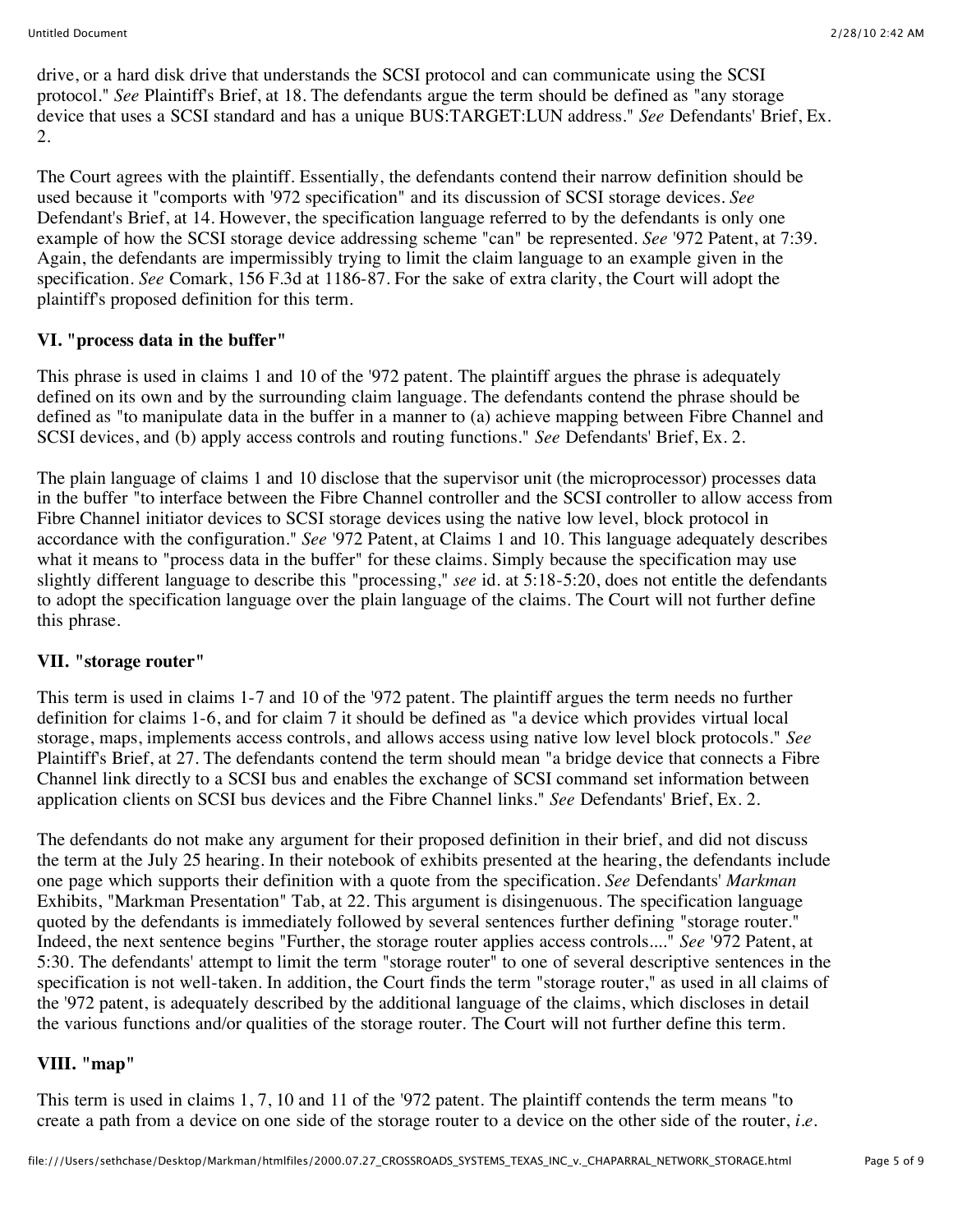drive, or a hard disk drive that understands the SCSI protocol and can communicate using the SCSI protocol." *See* Plaintiff's Brief, at 18. The defendants argue the term should be defined as "any storage device that uses a SCSI standard and has a unique BUS:TARGET:LUN address." *See* Defendants' Brief, Ex. 2.

The Court agrees with the plaintiff. Essentially, the defendants contend their narrow definition should be used because it "comports with '972 specification" and its discussion of SCSI storage devices. *See* Defendant's Brief, at 14. However, the specification language referred to by the defendants is only one example of how the SCSI storage device addressing scheme "can" be represented. *See* '972 Patent, at 7:39. Again, the defendants are impermissibly trying to limit the claim language to an example given in the specification. *See* Comark, 156 F.3d at 1186-87. For the sake of extra clarity, the Court will adopt the plaintiff's proposed definition for this term.

### VI. "process data in the buffer"

This phrase is used in claims 1 and 10 of the '972 patent. The plaintiff argues the phrase is adequately defined on its own and by the surrounding claim language. The defendants contend the phrase should be defined as "to manipulate data in the buffer in a manner to (a) achieve mapping between Fibre Channel and SCSI devices, and (b) apply access controls and routing functions." *See* Defendants' Brief, Ex. 2.

The plain language of claims 1 and 10 disclose that the supervisor unit (the microprocessor) processes data in the buffer "to interface between the Fibre Channel controller and the SCSI controller to allow access from Fibre Channel initiator devices to SCSI storage devices using the native low level, block protocol in accordance with the configuration." *See* '972 Patent, at Claims 1 and 10. This language adequately describes what it means to "process data in the buffer" for these claims. Simply because the specification may use slightly different language to describe this "processing," *see* id. at 5:18-5:20, does not entitle the defendants to adopt the specification language over the plain language of the claims. The Court will not further define this phrase.

### VII. "storage router"

This term is used in claims 1-7 and 10 of the '972 patent. The plaintiff argues the term needs no further definition for claims 1-6, and for claim 7 it should be defined as "a device which provides virtual local storage, maps, implements access controls, and allows access using native low level block protocols." *See* Plaintiff's Brief, at 27. The defendants contend the term should mean "a bridge device that connects a Fibre Channel link directly to a SCSI bus and enables the exchange of SCSI command set information between application clients on SCSI bus devices and the Fibre Channel links." *See* Defendants' Brief, Ex. 2.

The defendants do not make any argument for their proposed definition in their brief, and did not discuss the term at the July 25 hearing. In their notebook of exhibits presented at the hearing, the defendants include one page which supports their definition with a quote from the specification. *See* Defendants' *Markman* Exhibits, "Markman Presentation" Tab, at 22. This argument is disingenuous. The specification language quoted by the defendants is immediately followed by several sentences further defining "storage router." Indeed, the next sentence begins "Further, the storage router applies access controls...." *See* '972 Patent, at 5:30. The defendants' attempt to limit the term "storage router" to one of several descriptive sentences in the specification is not well-taken. In addition, the Court finds the term "storage router," as used in all claims of the '972 patent, is adequately described by the additional language of the claims, which discloses in detail the various functions and/or qualities of the storage router. The Court will not further define this term.

### VIII. "map"

This term is used in claims 1, 7, 10 and 11 of the '972 patent. The plaintiff contends the term means "to create a path from a device on one side of the storage router to a device on the other side of the router, *i.e.*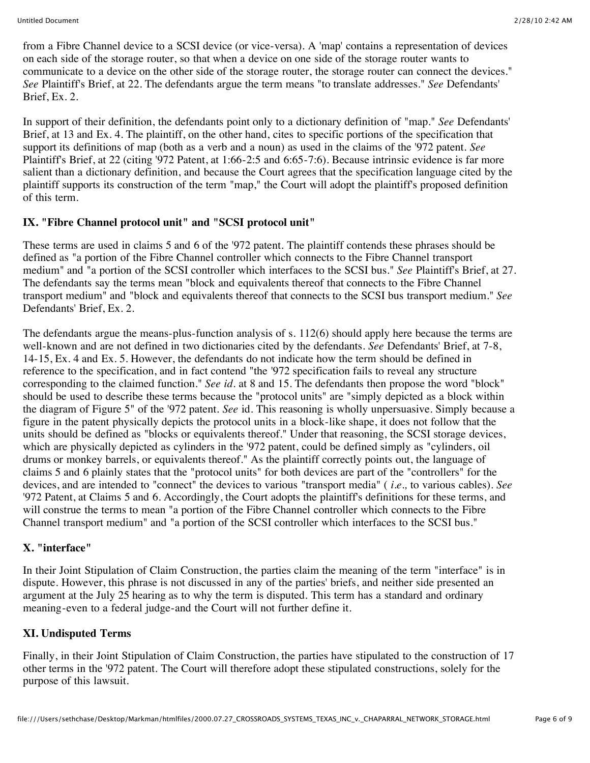from a Fibre Channel device to a SCSI device (or vice-versa). A 'map' contains a representation of devices on each side of the storage router, so that when a device on one side of the storage router wants to communicate to a device on the other side of the storage router, the storage router can connect the devices." *See* Plaintiff's Brief, at 22. The defendants argue the term means "to translate addresses." *See* Defendants' Brief, Ex. 2.

In support of their definition, the defendants point only to a dictionary definition of "map." *See* Defendants' Brief, at 13 and Ex. 4. The plaintiff, on the other hand, cites to specific portions of the specification that support its definitions of map (both as a verb and a noun) as used in the claims of the '972 patent. *See* Plaintiff's Brief, at 22 (citing '972 Patent, at 1:66-2:5 and 6:65-7:6). Because intrinsic evidence is far more salient than a dictionary definition, and because the Court agrees that the specification language cited by the plaintiff supports its construction of the term "map," the Court will adopt the plaintiff's proposed definition of this term.

## IX. "Fibre Channel protocol unit" and "SCSI protocol unit"

These terms are used in claims 5 and 6 of the '972 patent. The plaintiff contends these phrases should be defined as "a portion of the Fibre Channel controller which connects to the Fibre Channel transport medium" and "a portion of the SCSI controller which interfaces to the SCSI bus." *See* Plaintiff's Brief, at 27. The defendants say the terms mean "block and equivalents thereof that connects to the Fibre Channel transport medium" and "block and equivalents thereof that connects to the SCSI bus transport medium." *See* Defendants' Brief, Ex. 2.

The defendants argue the means-plus-function analysis of s. 112(6) should apply here because the terms are well-known and are not defined in two dictionaries cited by the defendants. *See* Defendants' Brief, at 7-8, 14-15, Ex. 4 and Ex. 5. However, the defendants do not indicate how the term should be defined in reference to the specification, and in fact contend "the '972 specification fails to reveal any structure corresponding to the claimed function." *See id.* at 8 and 15. The defendants then propose the word "block" should be used to describe these terms because the "protocol units" are "simply depicted as a block within the diagram of Figure 5" of the '972 patent. *See* id. This reasoning is wholly unpersuasive. Simply because a figure in the patent physically depicts the protocol units in a block-like shape, it does not follow that the units should be defined as "blocks or equivalents thereof." Under that reasoning, the SCSI storage devices, which are physically depicted as cylinders in the '972 patent, could be defined simply as "cylinders, oil drums or monkey barrels, or equivalents thereof." As the plaintiff correctly points out, the language of claims 5 and 6 plainly states that the "protocol units" for both devices are part of the "controllers" for the devices, and are intended to "connect" the devices to various "transport media" ( *i.e.,* to various cables). *See* '972 Patent, at Claims 5 and 6. Accordingly, the Court adopts the plaintiff's definitions for these terms, and will construe the terms to mean "a portion of the Fibre Channel controller which connects to the Fibre Channel transport medium" and "a portion of the SCSI controller which interfaces to the SCSI bus."

## X. "interface"

In their Joint Stipulation of Claim Construction, the parties claim the meaning of the term "interface" is in dispute. However, this phrase is not discussed in any of the parties' briefs, and neither side presented an argument at the July 25 hearing as to why the term is disputed. This term has a standard and ordinary meaning-even to a federal judge-and the Court will not further define it.

## XI. Undisputed Terms

Finally, in their Joint Stipulation of Claim Construction, the parties have stipulated to the construction of 17 other terms in the '972 patent. The Court will therefore adopt these stipulated constructions, solely for the purpose of this lawsuit.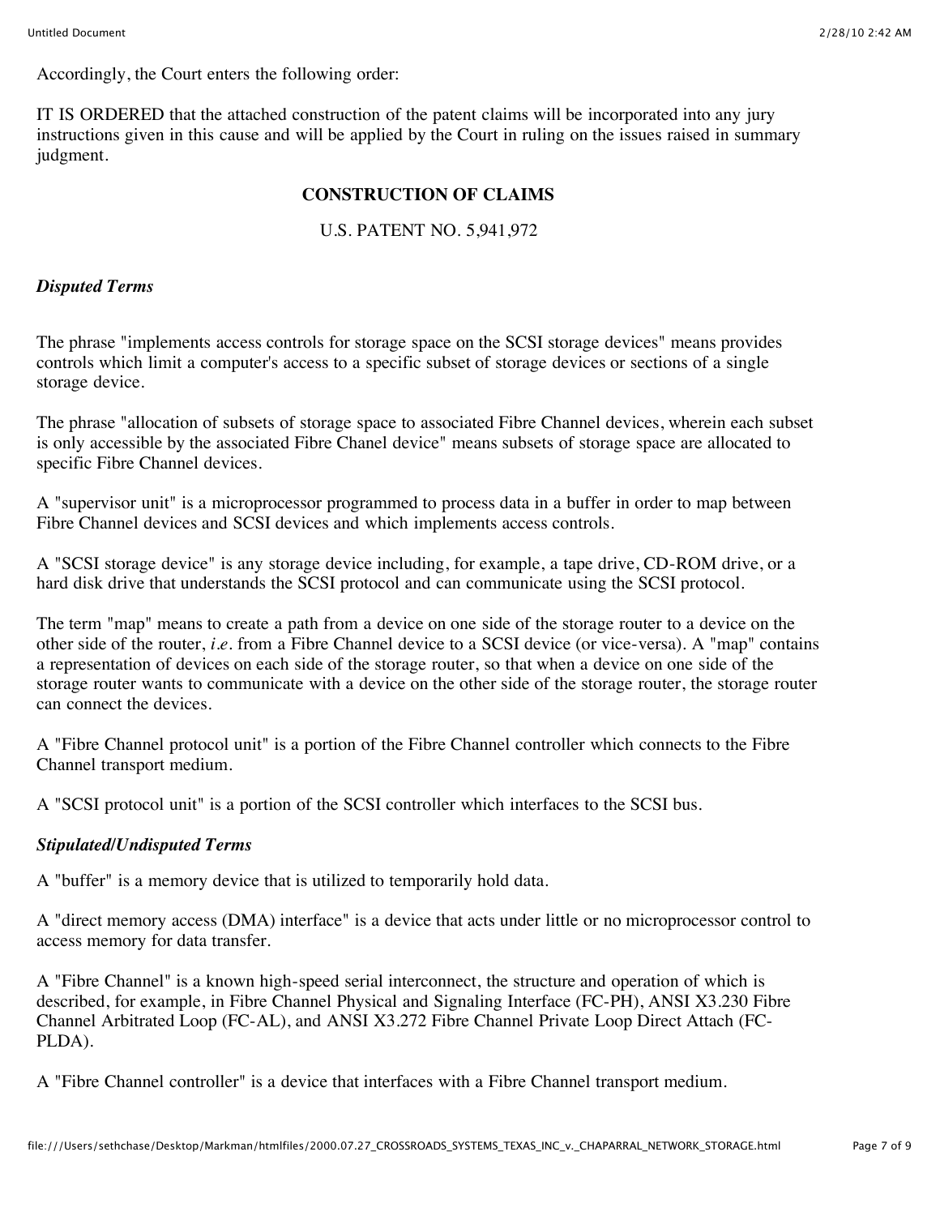Accordingly, the Court enters the following order:

IT IS ORDERED that the attached construction of the patent claims will be incorporated into any jury instructions given in this cause and will be applied by the Court in ruling on the issues raised in summary judgment.

**CONSTRUCTION OF CLAIMS**

U.S. PATENT NO. 5,941,972

***Disputed Terms***

The phrase "implements access controls for storage space on the SCSI storage devices" means provides controls which limit a computer's access to a specific subset of storage devices or sections of a single storage device.

The phrase "allocation of subsets of storage space to associated Fibre Channel devices, wherein each subset is only accessible by the associated Fibre Chanel device" means subsets of storage space are allocated to specific Fibre Channel devices.

A "supervisor unit" is a microprocessor programmed to process data in a buffer in order to map between Fibre Channel devices and SCSI devices and which implements access controls.

A "SCSI storage device" is any storage device including, for example, a tape drive, CD-ROM drive, or a hard disk drive that understands the SCSI protocol and can communicate using the SCSI protocol.

The term "map" means to create a path from a device on one side of the storage router to a device on the other side of the router, *i.e.* from a Fibre Channel device to a SCSI device (or vice-versa). A "map" contains a representation of devices on each side of the storage router, so that when a device on one side of the storage router wants to communicate with a device on the other side of the storage router, the storage router can connect the devices.

A "Fibre Channel protocol unit" is a portion of the Fibre Channel controller which connects to the Fibre Channel transport medium.

A "SCSI protocol unit" is a portion of the SCSI controller which interfaces to the SCSI bus.

***Stipulated/Undisputed Terms***

A "buffer" is a memory device that is utilized to temporarily hold data.

A "direct memory access (DMA) interface" is a device that acts under little or no microprocessor control to access memory for data transfer.

A "Fibre Channel" is a known high-speed serial interconnect, the structure and operation of which is described, for example, in Fibre Channel Physical and Signaling Interface (FC-PH), ANSI X3.230 Fibre Channel Arbitrated Loop (FC-AL), and ANSI X3.272 Fibre Channel Private Loop Direct Attach (FC-PLDA).

A "Fibre Channel controller" is a device that interfaces with a Fibre Channel transport medium.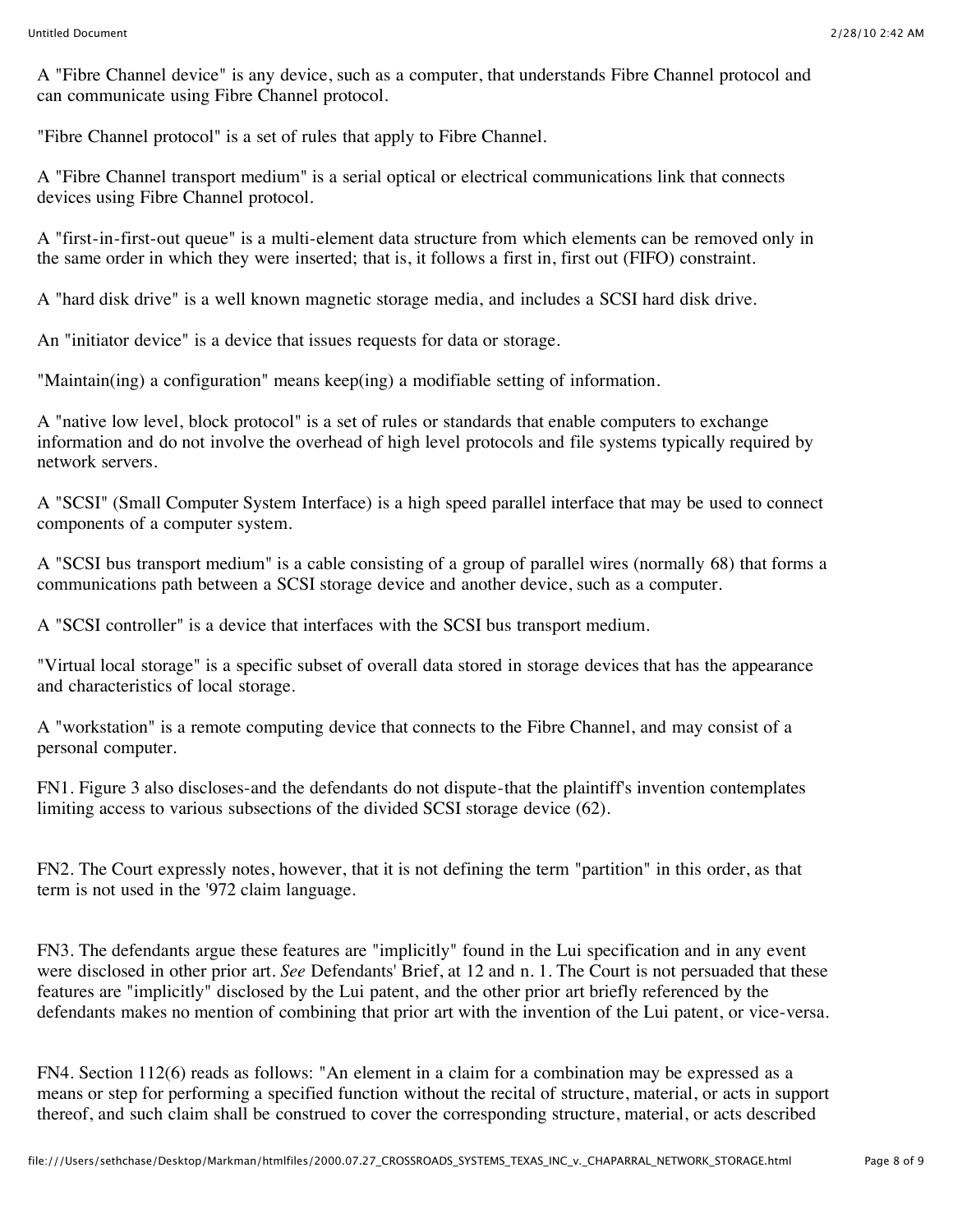A "Fibre Channel device" is any device, such as a computer, that understands Fibre Channel protocol and can communicate using Fibre Channel protocol.

"Fibre Channel protocol" is a set of rules that apply to Fibre Channel.

A "Fibre Channel transport medium" is a serial optical or electrical communications link that connects devices using Fibre Channel protocol.

A "first-in-first-out queue" is a multi-element data structure from which elements can be removed only in the same order in which they were inserted; that is, it follows a first in, first out (FIFO) constraint.

A "hard disk drive" is a well known magnetic storage media, and includes a SCSI hard disk drive.

An "initiator device" is a device that issues requests for data or storage.

"Maintain(ing) a configuration" means keep(ing) a modifiable setting of information.

A "native low level, block protocol" is a set of rules or standards that enable computers to exchange information and do not involve the overhead of high level protocols and file systems typically required by network servers.

A "SCSI" (Small Computer System Interface) is a high speed parallel interface that may be used to connect components of a computer system.

A "SCSI bus transport medium" is a cable consisting of a group of parallel wires (normally 68) that forms a communications path between a SCSI storage device and another device, such as a computer.

A "SCSI controller" is a device that interfaces with the SCSI bus transport medium.

"Virtual local storage" is a specific subset of overall data stored in storage devices that has the appearance and characteristics of local storage.

A "workstation" is a remote computing device that connects to the Fibre Channel, and may consist of a personal computer.

FN1. Figure 3 also discloses-and the defendants do not dispute-that the plaintiff's invention contemplates limiting access to various subsections of the divided SCSI storage device (62).

FN2. The Court expressly notes, however, that it is not defining the term "partition" in this order, as that term is not used in the '972 claim language.

FN3. The defendants argue these features are "implicitly" found in the Lui specification and in any event were disclosed in other prior art. *See* Defendants' Brief, at 12 and n. 1. The Court is not persuaded that these features are "implicitly" disclosed by the Lui patent, and the other prior art briefly referenced by the defendants makes no mention of combining that prior art with the invention of the Lui patent, or vice-versa.

FN4. Section 112(6) reads as follows: "An element in a claim for a combination may be expressed as a means or step for performing a specified function without the recital of structure, material, or acts in support thereof, and such claim shall be construed to cover the corresponding structure, material, or acts described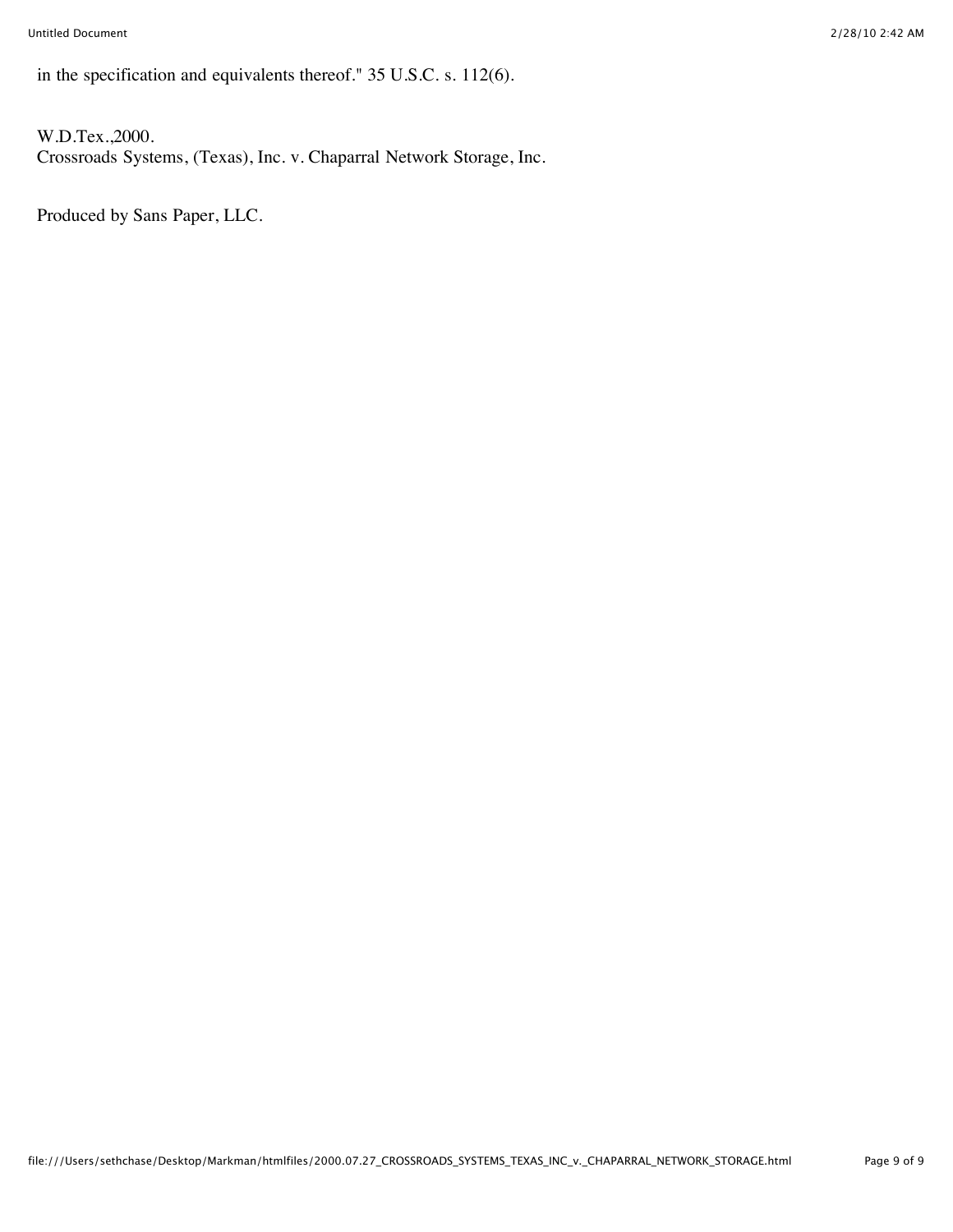in the specification and equivalents thereof." 35 U.S.C. s. 112(6).

W.D.Tex.,2000.
Crossroads Systems, (Texas), Inc. v. Chaparral Network Storage, Inc.

Produced by Sans Paper, LLC.